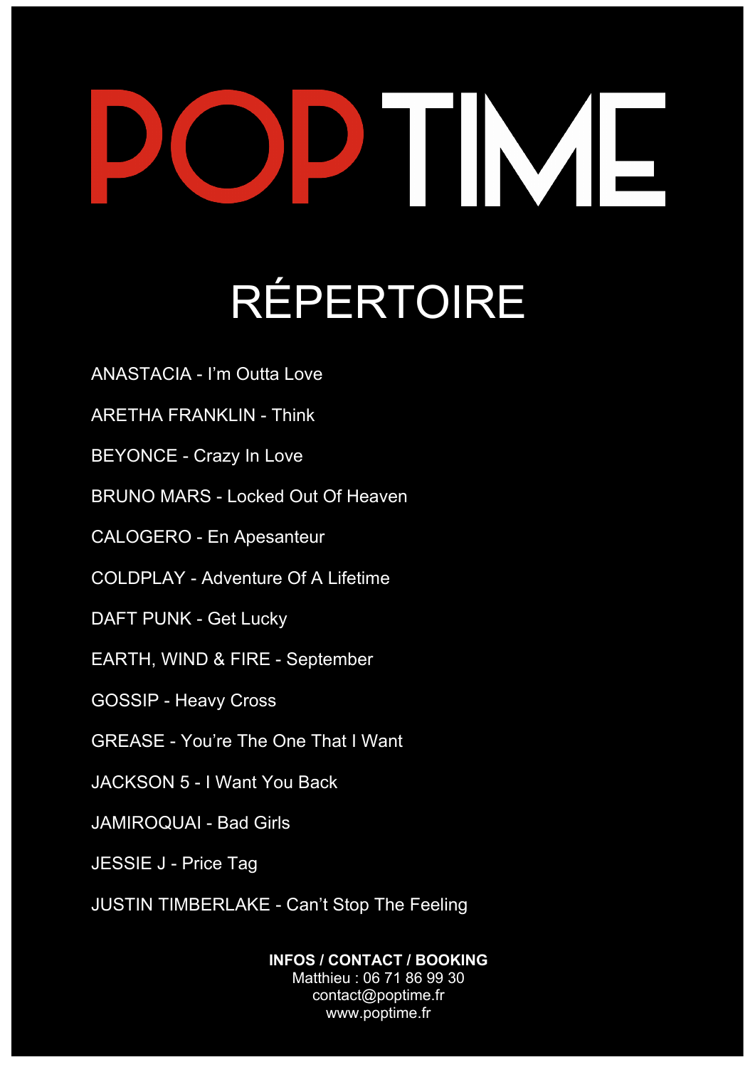# POP TIME

## RÉPERTOIRE

ANASTACIA - I'm Outta Love

ARETHA FRANKLIN - Think

BEYONCE - Crazy In Love

BRUNO MARS - Locked Out Of Heaven

CALOGERO - En Apesanteur

COLDPLAY - Adventure Of A Lifetime

DAFT PUNK - Get Lucky

EARTH, WIND & FIRE - September

GOSSIP - Heavy Cross

GREASE - You're The One That I Want

JACKSON 5 - I Want You Back

JAMIROQUAI - Bad Girls

JESSIE J - Price Tag

JUSTIN TIMBERLAKE - Can't Stop The Feeling

**INFOS / CONTACT / BOOKING**
Matthieu : 06 71 86 99 30
contact@poptime.fr
www.poptime.fr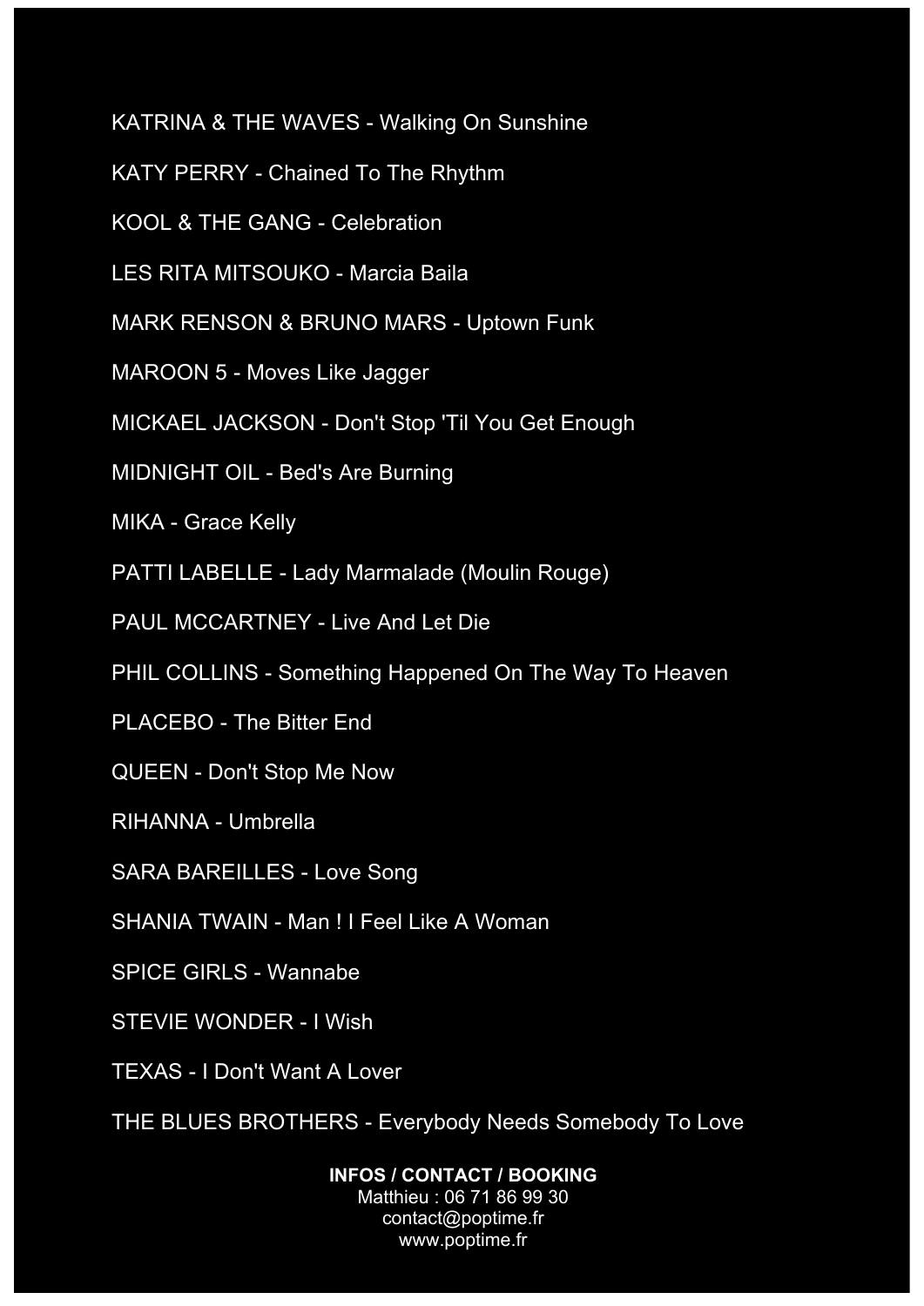KATRINA & THE WAVES - Walking On Sunshine

KATY PERRY - Chained To The Rhythm

KOOL & THE GANG - Celebration

LES RITA MITSOUKO - Marcia Baila

MARK RENSON & BRUNO MARS - Uptown Funk

MAROON 5 - Moves Like Jagger

MICKAEL JACKSON - Don't Stop 'Til You Get Enough

MIDNIGHT OIL - Bed's Are Burning

MIKA - Grace Kelly

PATTI LABELLE - Lady Marmalade (Moulin Rouge)

PAUL MCCARTNEY - Live And Let Die

PHIL COLLINS - Something Happened On The Way To Heaven

PLACEBO - The Bitter End

QUEEN - Don't Stop Me Now

RIHANNA - Umbrella

SARA BAREILLES - Love Song

SHANIA TWAIN - Man ! I Feel Like A Woman

SPICE GIRLS - Wannabe

STEVIE WONDER - I Wish

TEXAS - I Don't Want A Lover

THE BLUES BROTHERS - Everybody Needs Somebody To Love

**INFOS / CONTACT / BOOKING**

Matthieu : 06 71 86 99 30

contact@poptime.fr

www.poptime.fr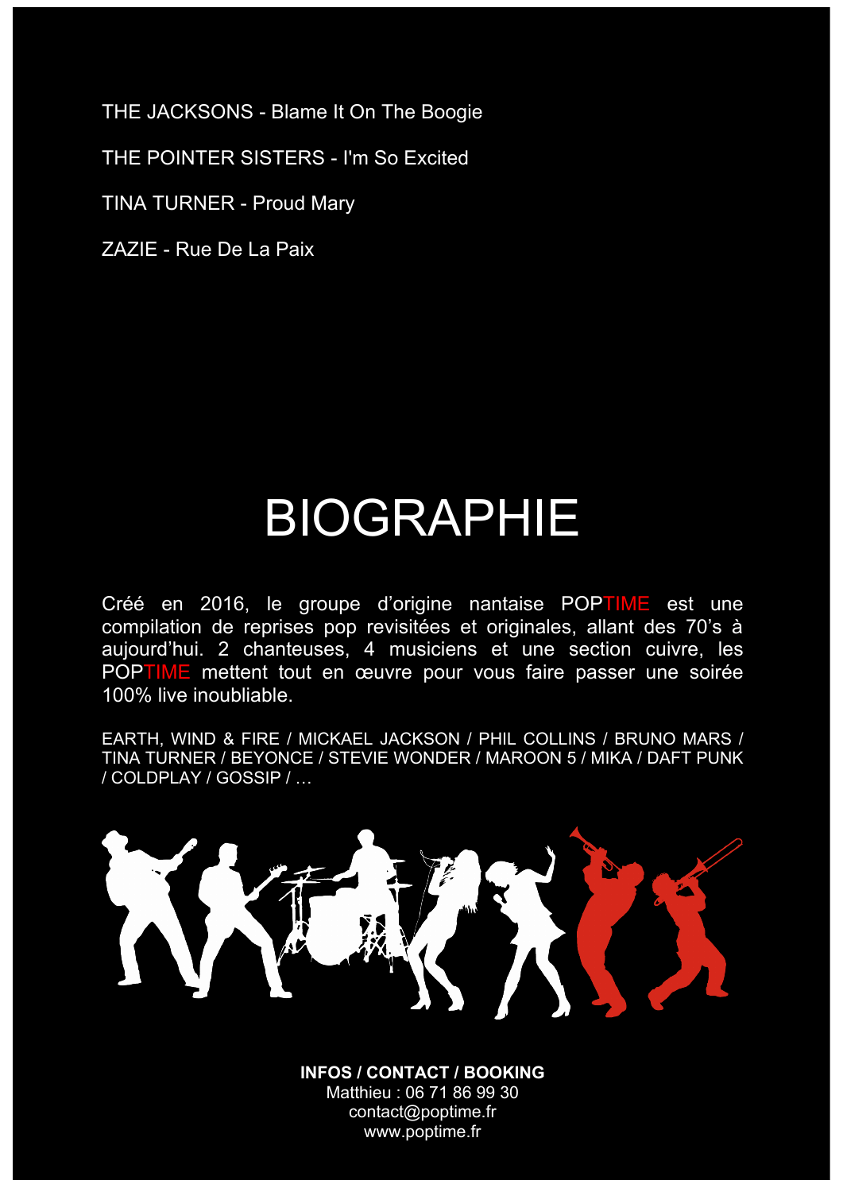THE JACKSONS - Blame It On The Boogie

THE POINTER SISTERS - I'm So Excited

TINA TURNER - Proud Mary

ZAZIE - Rue De La Paix

# BIOGRAPHIE

Créé en 2016, le groupe d'origine nantaise POPTIME est une compilation de reprises pop revisitées et originales, allant des 70's à aujourd'hui. 2 chanteuses, 4 musiciens et une section cuivre, les POPTIME mettent tout en œuvre pour vous faire passer une soirée 100% live inoubliable.

EARTH, WIND & FIRE / MICKAEL JACKSON / PHIL COLLINS / BRUNO MARS / TINA TURNER / BEYONCE / STEVIE WONDER / MAROON 5 / MIKA / DAFT PUNK / COLDPLAY / GOSSIP / …

**INFOS / CONTACT / BOOKING**
Matthieu : 06 71 86 99 30
contact@poptime.fr
www.poptime.fr